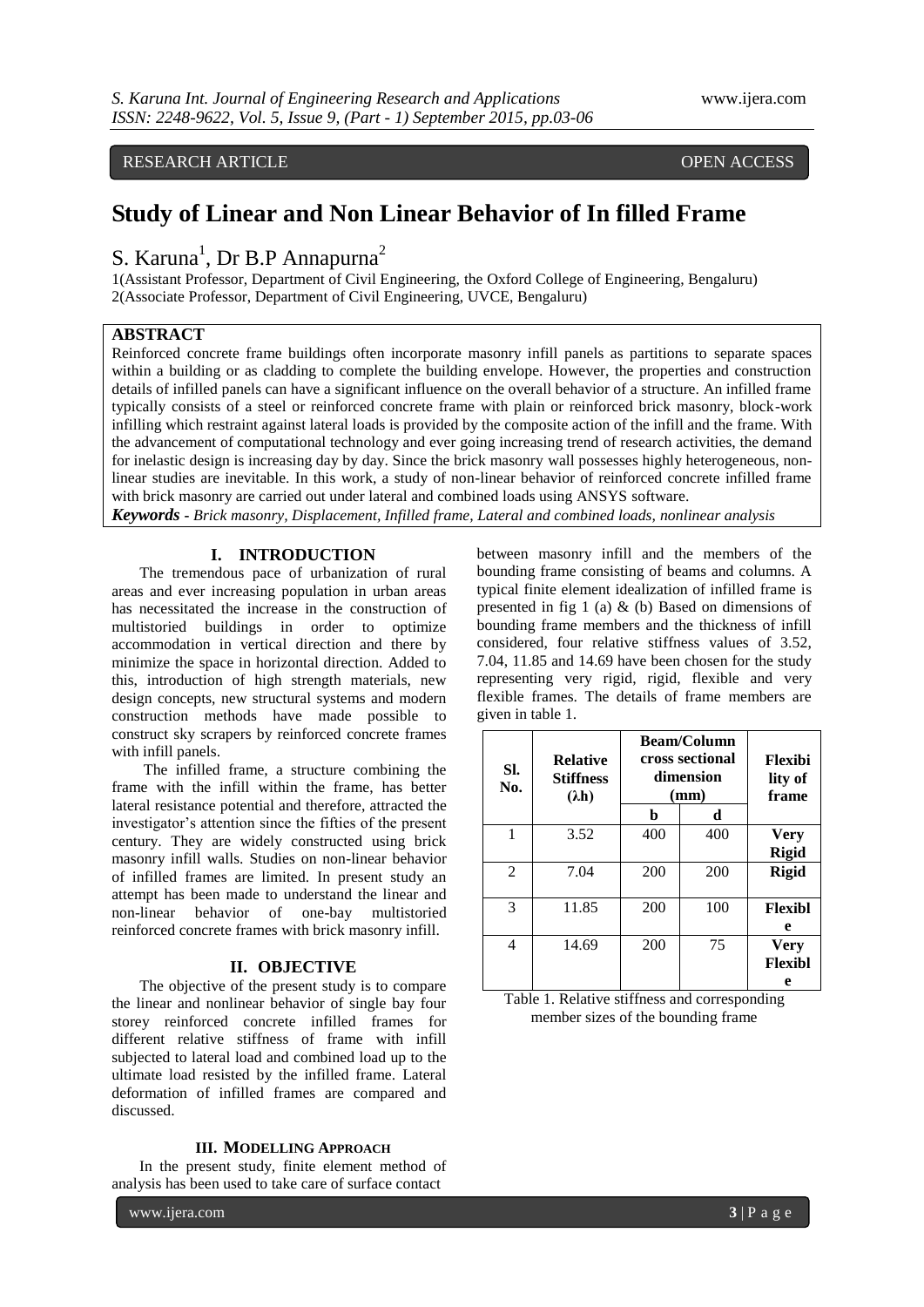RESEARCH ARTICLE OPEN ACCESS

# Study of Linear and Non Linear Behavior of In filled Frame

S. Karuna[1], Dr B.P Annapurna[2]

1(Assistant Professor, Department of Civil Engineering, the Oxford College of Engineering, Bengaluru)
2(Associate Professor, Department of Civil Engineering, UVCE, Bengaluru)

## ABSTRACT

Reinforced concrete frame buildings often incorporate masonry infill panels as partitions to separate spaces within a building or as cladding to complete the building envelope. However, the properties and construction details of infilled panels can have a significant influence on the overall behavior of a structure. An infilled frame typically consists of a steel or reinforced concrete frame with plain or reinforced brick masonry, block-work infilling which restraint against lateral loads is provided by the composite action of the infill and the frame. With the advancement of computational technology and ever going increasing trend of research activities, the demand for inelastic design is increasing day by day. Since the brick masonry wall possesses highly heterogeneous, non-linear studies are inevitable. In this work, a study of non-linear behavior of reinforced concrete infilled frame with brick masonry are carried out under lateral and combined loads using ANSYS software.

***Keywords*** - *Brick masonry, Displacement, Infilled frame, Lateral and combined loads, nonlinear analysis*

## I. INTRODUCTION

The tremendous pace of urbanization of rural areas and ever increasing population in urban areas has necessitated the increase in the construction of multistoried buildings in order to optimize accommodation in vertical direction and there by minimize the space in horizontal direction. Added to this, introduction of high strength materials, new design concepts, new structural systems and modern construction methods have made possible to construct sky scrapers by reinforced concrete frames with infill panels.

The infilled frame, a structure combining the frame with the infill within the frame, has better lateral resistance potential and therefore, attracted the investigator's attention since the fifties of the present century. They are widely constructed using brick masonry infill walls. Studies on non-linear behavior of infilled frames are limited. In present study an attempt has been made to understand the linear and non-linear behavior of one-bay multistoried reinforced concrete frames with brick masonry infill.

## II. OBJECTIVE

The objective of the present study is to compare the linear and nonlinear behavior of single bay four storey reinforced concrete infilled frames for different relative stiffness of frame with infill subjected to lateral load and combined load up to the ultimate load resisted by the infilled frame. Lateral deformation of infilled frames are compared and discussed.

## III. MODELLING APPROACH

In the present study, finite element method of analysis has been used to take care of surface contact between masonry infill and the members of the bounding frame consisting of beams and columns. A typical finite element idealization of infilled frame is presented in fig 1 (a) & (b) Based on dimensions of bounding frame members and the thickness of infill considered, four relative stiffness values of 3.52, 7.04, 11.85 and 14.69 have been chosen for the study representing very rigid, rigid, flexible and very flexible frames. The details of frame members are given in table 1.

| Sl. No. | Relative Stiffness (λh) | Beam/Column cross sectional dimension (mm) | | Flexibility of frame |
|---|---|---|---|---|
| | | b | d | |
| 1 | 3.52 | 400 | 400 | **Very Rigid** |
| 2 | 7.04 | 200 | 200 | **Rigid** |
| 3 | 11.85 | 200 | 100 | **Flexible** |
| 4 | 14.69 | 200 | 75 | **Very Flexible** |

Table 1. Relative stiffness and corresponding member sizes of the bounding frame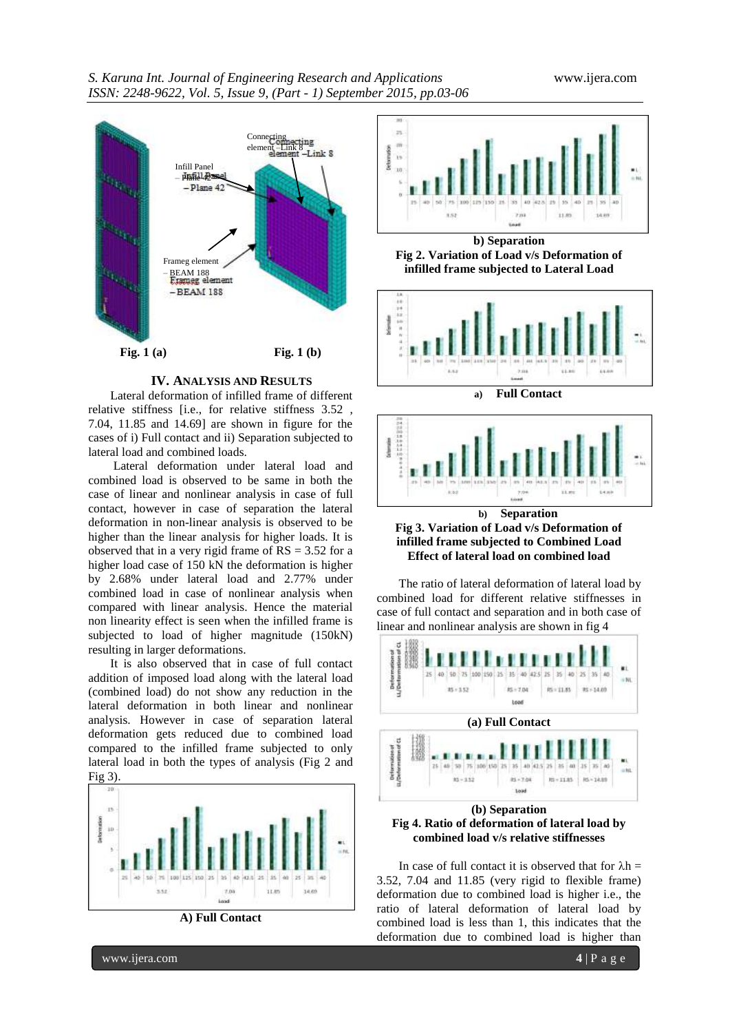Fig. 1 (a) Fig. 1 (b)

## IV. ANALYSIS AND RESULTS

Lateral deformation of infilled frame of different relative stiffness [i.e., for relative stiffness 3.52 , 7.04, 11.85 and 14.69] are shown in figure for the cases of i) Full contact and ii) Separation subjected to lateral load and combined loads.

Lateral deformation under lateral load and combined load is observed to be same in both the case of linear and nonlinear analysis in case of full contact, however in case of separation the lateral deformation in non-linear analysis is observed to be higher than the linear analysis for higher loads. It is observed that in a very rigid frame of RS = 3.52 for a higher load case of 150 kN the deformation is higher by 2.68% under lateral load and 2.77% under combined load in case of nonlinear analysis when compared with linear analysis. Hence the material non linearity effect is seen when the infilled frame is subjected to load of higher magnitude (150kN) resulting in larger deformations.

It is also observed that in case of full contact addition of imposed load along with the lateral load (combined load) do not show any reduction in the lateral deformation in both linear and nonlinear analysis. However in case of separation lateral deformation gets reduced due to combined load compared to the infilled frame subjected to only lateral load in both the types of analysis (Fig 2 and Fig 3).

A) Full Contact

b) Separation

**Fig 2. Variation of Load v/s Deformation of infilled frame subjected to Lateral Load**

a) Full Contact

b) Separation

**Fig 3. Variation of Load v/s Deformation of infilled frame subjected to Combined Load**

**Effect of lateral load on combined load**

The ratio of lateral deformation of lateral load by combined load for different relative stiffnesses in case of full contact and separation and in both case of linear and nonlinear analysis are shown in fig 4

(a) Full Contact

(b) Separation

**Fig 4. Ratio of deformation of lateral load by combined load v/s relative stiffnesses**

In case of full contact it is observed that for $\lambda h$ = 3.52, 7.04 and 11.85 (very rigid to flexible frame) deformation due to combined load is higher i.e., the ratio of lateral deformation of lateral load by combined load is less than 1, this indicates that the deformation due to combined load is higher than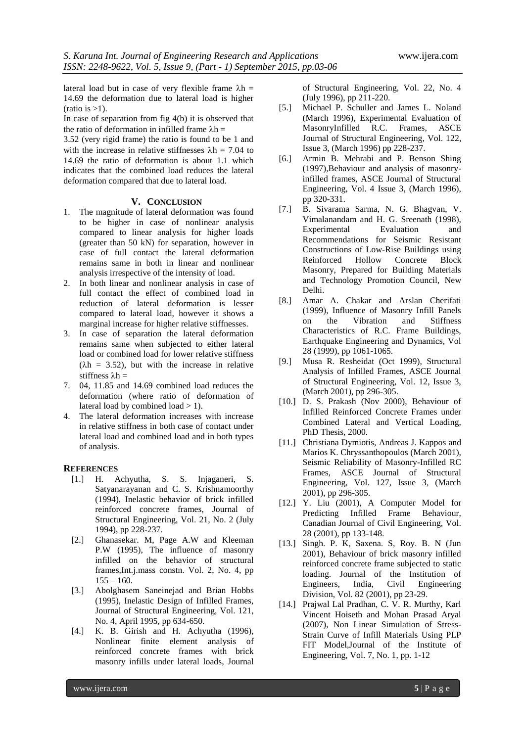lateral load but in case of very flexible frame $\lambda h$ = 14.69 the deformation due to lateral load is higher (ratio is >1).

In case of separation from fig 4(b) it is observed that the ratio of deformation in infilled frame $\lambda h$ = 3.52 (very rigid frame) the ratio is found to be 1 and with the increase in relative stiffnesses $\lambda h$ = 7.04 to 14.69 the ratio of deformation is about 1.1 which indicates that the combined load reduces the lateral deformation compared that due to lateral load.

## V. CONCLUSION

1. The magnitude of lateral deformation was found to be higher in case of nonlinear analysis compared to linear analysis for higher loads (greater than 50 kN) for separation, however in case of full contact the lateral deformation remains same in both in linear and nonlinear analysis irrespective of the intensity of load.
2. In both linear and nonlinear analysis in case of full contact the effect of combined load in reduction of lateral deformation is lesser compared to lateral load, however it shows a marginal increase for higher relative stiffnesses.
3. In case of separation the lateral deformation remains same when subjected to either lateral load or combined load for lower relative stiffness ($\lambda h$ = 3.52), but with the increase in relative stiffness $\lambda h$ =
7. 04, 11.85 and 14.69 combined load reduces the deformation (where ratio of deformation of lateral load by combined load > 1).
4. The lateral deformation increases with increase in relative stiffness in both case of contact under lateral load and combined load and in both types of analysis.

## REFERENCES

[1.] H. Achyutha, S. S. Injaganeri, S. Satyanarayanan and C. S. Krishnamoorthy (1994), Inelastic behavior of brick infilled reinforced concrete frames, Journal of Structural Engineering, Vol. 21, No. 2 (July 1994), pp 228-237.

[2.] Ghanasekar. M, Page A.W and Kleeman P.W (1995), The influence of masonry infilled on the behavior of structural frames,Int.j.mass constn. Vol. 2, No. 4, pp 155 – 160.

[3.] Abolghasem Saneinejad and Brian Hobbs (1995), Inelastic Design of Infilled Frames, Journal of Structural Engineering, Vol. 121, No. 4, April 1995, pp 634-650.

[4.] K. B. Girish and H. Achyutha (1996), Nonlinear finite element analysis of reinforced concrete frames with brick masonry infills under lateral loads, Journal of Structural Engineering, Vol. 22, No. 4 (July 1996), pp 211-220.

[5.] Michael P. Schuller and James L. Noland (March 1996), Experimental Evaluation of MasonryInfilled R.C. Frames, ASCE Journal of Structural Engineering, Vol. 122, Issue 3, (March 1996) pp 228-237.

[6.] Armin B. Mehrabi and P. Benson Shing (1997),Behaviour and analysis of masonry-infilled frames, ASCE Journal of Structural Engineering, Vol. 4 Issue 3, (March 1996), pp 320-331.

[7.] B. Sivarama Sarma, N. G. Bhagvan, V. Vimalanandam and H. G. Sreenath (1998), Experimental Evaluation and Recommendations for Seismic Resistant Constructions of Low-Rise Buildings using Reinforced Hollow Concrete Block Masonry, Prepared for Building Materials and Technology Promotion Council, New Delhi.

[8.] Amar A. Chakar and Arslan Cherifati (1999), Influence of Masonry Infill Panels on the Vibration and Stiffness Characteristics of R.C. Frame Buildings, Earthquake Engineering and Dynamics, Vol 28 (1999), pp 1061-1065.

[9.] Musa R. Resheidat (Oct 1999), Structural Analysis of Infilled Frames, ASCE Journal of Structural Engineering, Vol. 12, Issue 3, (March 2001), pp 296-305.

[10.] D. S. Prakash (Nov 2000), Behaviour of Infilled Reinforced Concrete Frames under Combined Lateral and Vertical Loading, PhD Thesis, 2000.

[11.] Christiana Dymiotis, Andreas J. Kappos and Marios K. Chryssanthopoulos (March 2001), Seismic Reliability of Masonry-Infilled RC Frames, ASCE Journal of Structural Engineering, Vol. 127, Issue 3, (March 2001), pp 296-305.

[12.] Y. Liu (2001), A Computer Model for Predicting Infilled Frame Behaviour, Canadian Journal of Civil Engineering, Vol. 28 (2001), pp 133-148.

[13.] Singh. P. K, Saxena. S, Roy. B. N (Jun 2001), Behaviour of brick masonry infilled reinforced concrete frame subjected to static loading. Journal of the Institution of Engineers, India, Civil Engineering Division, Vol. 82 (2001), pp 23-29.

[14.] Prajwal Lal Pradhan, C. V. R. Murthy, Karl Vincent Hoiseth and Mohan Prasad Aryal (2007), Non Linear Simulation of Stress-Strain Curve of Infill Materials Using PLP FIT Model,Journal of the Institute of Engineering, Vol. 7, No. 1, pp. 1-12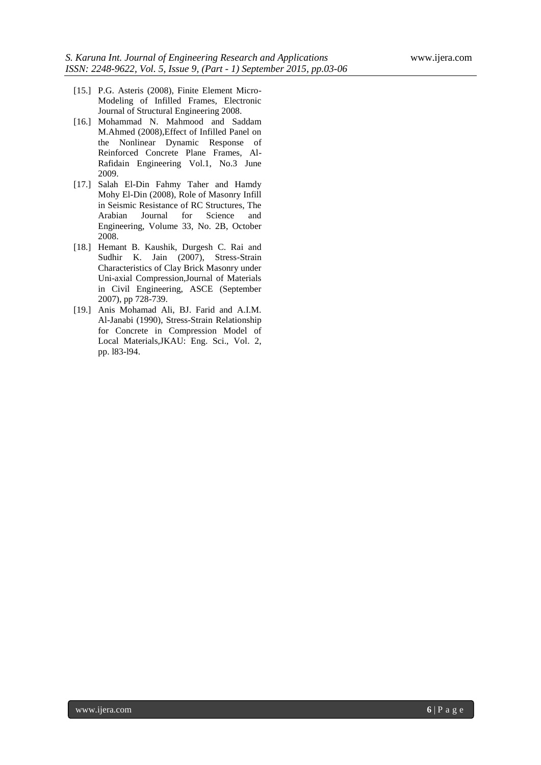[15.] P.G. Asteris (2008), Finite Element Micro-Modeling of Infilled Frames, Electronic Journal of Structural Engineering 2008.

[16.] Mohammad N. Mahmood and Saddam M.Ahmed (2008),Effect of Infilled Panel on the Nonlinear Dynamic Response of Reinforced Concrete Plane Frames, Al-Rafidain Engineering Vol.1, No.3 June 2009.

[17.] Salah El-Din Fahmy Taher and Hamdy Mohy El-Din (2008), Role of Masonry Infill in Seismic Resistance of RC Structures, The Arabian Journal for Science and Engineering, Volume 33, No. 2B, October 2008.

[18.] Hemant B. Kaushik, Durgesh C. Rai and Sudhir K. Jain (2007), Stress-Strain Characteristics of Clay Brick Masonry under Uni-axial Compression,Journal of Materials in Civil Engineering, ASCE (September 2007), pp 728-739.

[19.] Anis Mohamad Ali, BJ. Farid and A.I.M. Al-Janabi (1990), Stress-Strain Relationship for Concrete in Compression Model of Local Materials,JKAU: Eng. Sci., Vol. 2, pp. l83-l94.